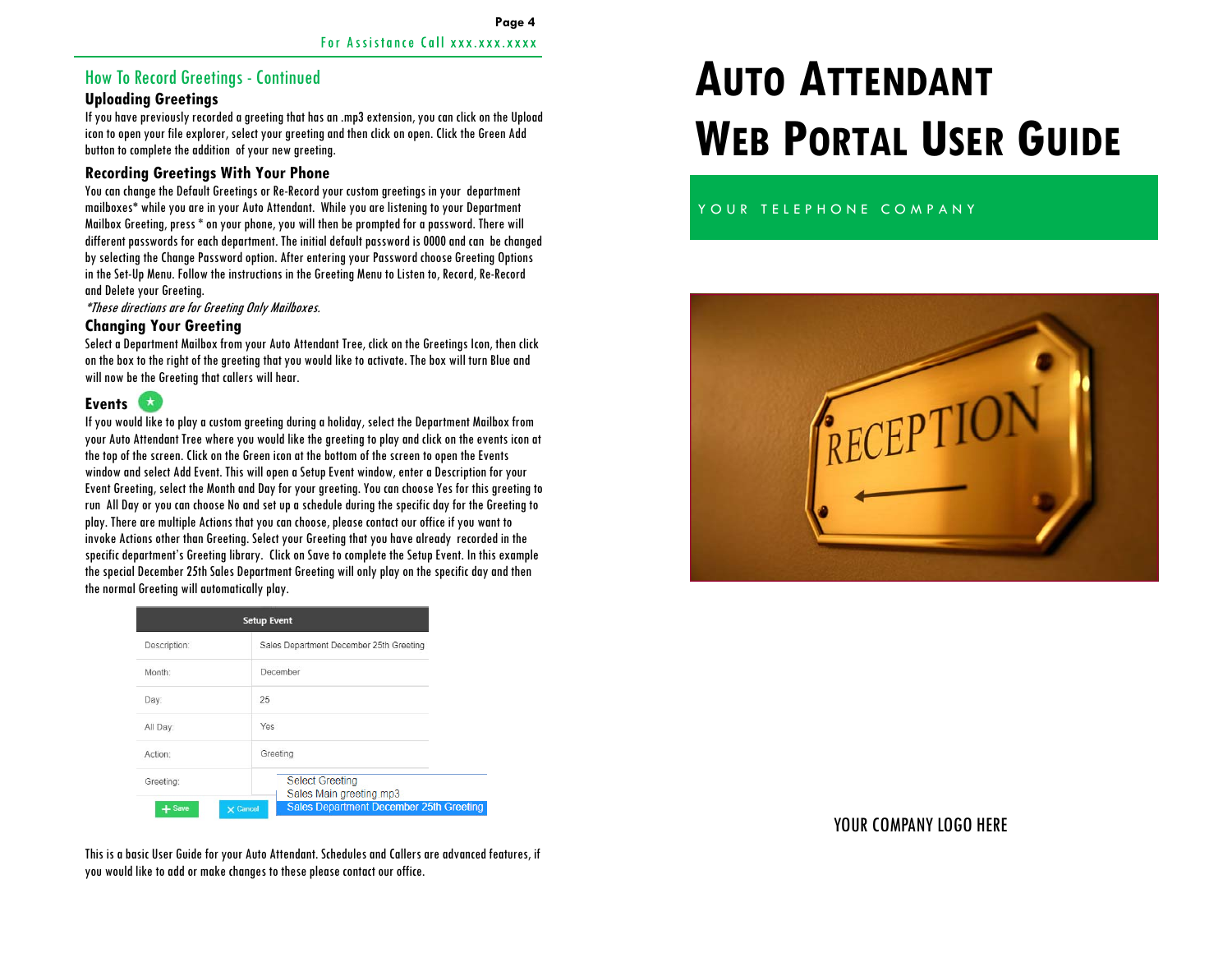## How To Record Greetings - Continued

### Uploading Greetings

If you have previously recorded a greeting that has an .mp3 extension, you can click on the Upload icon to open your file explorer, select your greeting and then click on open. Click the Green Add button to complete the addition of your new greeting.

### Recording Greetings With Your Phone

You can change the Default Greetings or Re-Record your custom greetings in your department mailboxes* while you are in your Auto Attendant. While you are listening to your Department Mailbox Greeting, press * on your phone, you will then be prompted for a password. There will different passwords for each department. The initial default password is 0000 and can be changed by selecting the Change Password option. After entering your Password choose Greeting Options in the Set-Up Menu. Follow the instructions in the Greeting Menu to Listen to, Record, Re-Record and Delete your Greeting.

*\*These directions are for Greeting Only Mailboxes.*

### Changing Your Greeting

Select a Department Mailbox from your Auto Attendant Tree, click on the Greetings Icon, then click on the box to the right of the greeting that you would like to activate. The box will turn Blue and will now be the Greeting that callers will hear.

### Events

If you would like to play a custom greeting during a holiday, select the Department Mailbox from your Auto Attendant Tree where you would like the greeting to play and click on the events icon at the top of the screen. Click on the Green icon at the bottom of the screen to open the Events window and select Add Event. This will open a Setup Event window, enter a Description for your Event Greeting, select the Month and Day for your greeting. You can choose Yes for this greeting to run All Day or you can choose No and set up a schedule during the specific day for the Greeting to play. There are multiple Actions that you can choose, please contact our office if you want to invoke Actions other than Greeting. Select your Greeting that you have already recorded in the specific department's Greeting library. Click on Save to complete the Setup Event. In this example the special December 25th Sales Department Greeting will only play on the specific day and then the normal Greeting will automatically play.

| Setup Event | |
|---|---|
| Description: | Sales Department December 25th Greeting |
| Month: | December |
| Day: | 25 |
| All Day: | Yes |
| Action: | Greeting |
| Greeting: | Select Greeting<br>Sales Main greeting.mp3<br>Sales Department December 25th Greeting |

\+ Save   ✕ Cancel

This is a basic User Guide for your Auto Attendant. Schedules and Callers are advanced features, if you would like to add or make changes to these please contact our office.

# Auto Attendant Web Portal User Guide

YOUR TELEPHONE COMPANY

YOUR COMPANY LOGO HERE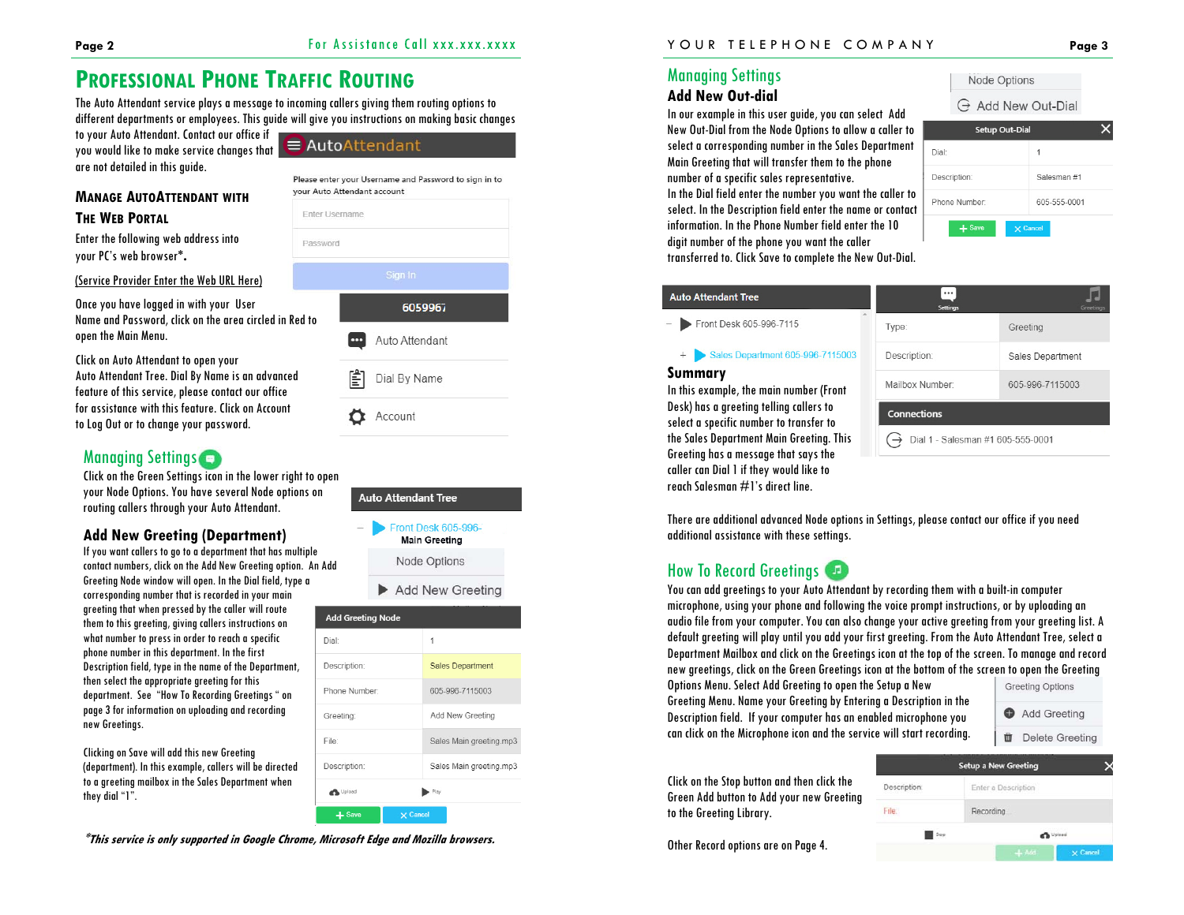# Professional Phone Traffic Routing

The Auto Attendant service plays a message to incoming callers giving them routing options to different departments or employees. This guide will give you instructions on making basic changes to your Auto Attendant. Contact our office if you would like to make service changes that are not detailed in this guide.

AutoAttendant

Please enter your Username and Password to sign in to your Auto Attendant account

Enter Username

Password

Sign In

## Manage AutoAttendant with The Web Portal

Enter the following web address into your PC's web browser*.

(Service Provider Enter the Web URL Here)

Once you have logged in with your User Name and Password, click on the area circled in Red to open the Main Menu.

6059967

Auto Attendant

Dial By Name

Account

Click on Auto Attendant to open your Auto Attendant Tree. Dial By Name is an advanced feature of this service, please contact our office for assistance with this feature. Click on Account to Log Out or to change your password.

## Managing Settings

Click on the Green Settings icon in the lower right to open your Node Options. You have several Node options on routing callers through your Auto Attendant.

Auto Attendant Tree

Front Desk 605-996-

Main Greeting

Node Options

Add New Greeting

### Add New Greeting (Department)

If you want callers to go to a department that has multiple contact numbers, click on the Add New Greeting option. An Add Greeting Node window will open. In the Dial field, type a corresponding number that is recorded in your main greeting that when pressed by the caller will route them to this greeting, giving callers instructions on what number to press in order to reach a specific phone number in this department. In the first Description field, type in the name of the Department, then select the appropriate greeting for this department. See "How To Recording Greetings " on page 3 for information on uploading and recording new Greetings.

Add Greeting Node

| | |
|---|---|
| Dial: | 1 |
| Description: | Sales Department |
| Phone Number: | 605-996-7115003 |
| Greeting: | Add New Greeting |
| File: | Sales Main greeting.mp3 |
| Description: | Sales Main greeting.mp3 |

Upload Play

Save Cancel

Clicking on Save will add this new Greeting (department). In this example, callers will be directed to a greeting mailbox in the Sales Department when they dial "1".

*This service is only supported in Google Chrome, Microsoft Edge and Mozilla browsers.*

## Managing Settings

### Add New Out-dial

In our example in this user guide, you can select Add New Out-Dial from the Node Options to allow a caller to select a corresponding number in the Sales Department Main Greeting that will transfer them to the phone number of a specific sales representative.

In the Dial field enter the number you want the caller to select. In the Description field enter the name or contact information. In the Phone Number field enter the 10 digit number of the phone you want the caller transferred to. Click Save to complete the New Out-Dial.

Node Options

Add New Out-Dial

Setup Out-Dial

| | |
|---|---|
| Dial: | 1 |
| Description: | Salesman #1 |
| Phone Number: | 605-555-0001 |

Save Cancel

Auto Attendant Tree

Front Desk 605-996-7115

Sales Department 605-996-7115003

Settings Greetings

| | |
|---|---|
| Type: | Greeting |
| Description: | Sales Department |
| Mailbox Number: | 605-996-7115003 |

Connections

Dial 1 - Salesman #1 605-555-0001

### Summary

In this example, the main number (Front Desk) has a greeting telling callers to select a specific number to transfer to the Sales Department Main Greeting. This Greeting has a message that says the caller can Dial 1 if they would like to reach Salesman #1's direct line.

There are additional advanced Node options in Settings, please contact our office if you need additional assistance with these settings.

## How To Record Greetings

You can add greetings to your Auto Attendant by recording them with a built-in computer microphone, using your phone and following the voice prompt instructions, or by uploading an audio file from your computer. You can also change your active greeting from your greeting list. A default greeting will play until you add your first greeting. From the Auto Attendant Tree, select a Department Mailbox and click on the Greetings icon at the top of the screen. To manage and record new greetings, click on the Green Greetings icon at the bottom of the screen to open the Greeting Options Menu. Select Add Greeting to open the Setup a New Greeting Menu. Name your Greeting by Entering a Description in the Description field. If your computer has an enabled microphone you can click on the Microphone icon and the service will start recording.

Greeting Options

Add Greeting

Delete Greeting

Setup a New Greeting

| | |
|---|---|
| Description: | Enter a Description |
| File: | Recording... |

Stop Upload

Add Cancel

Click on the Stop button and then click the Green Add button to Add your new Greeting to the Greeting Library.

Other Record options are on Page 4.